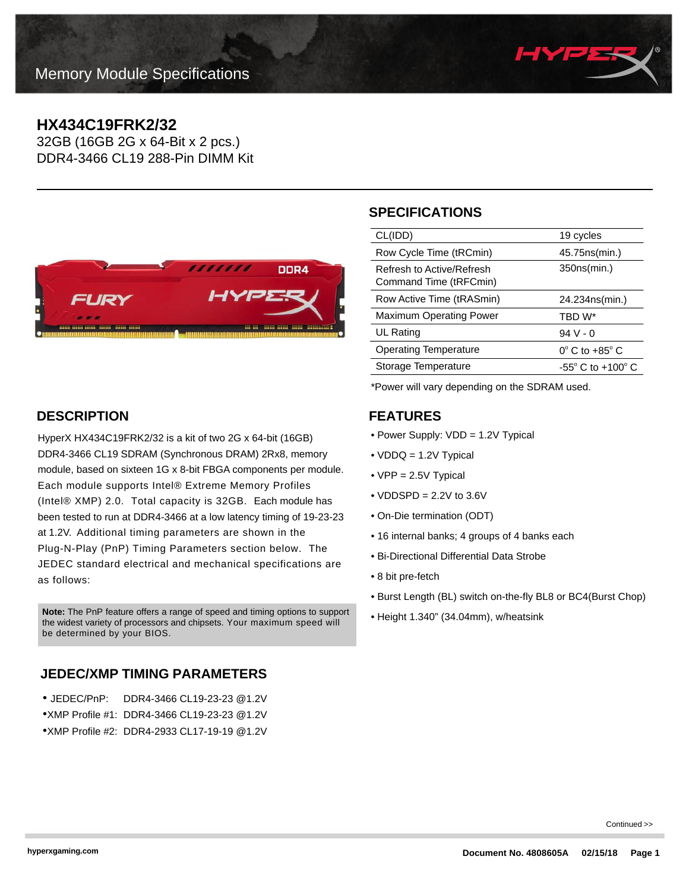Memory Module Specifications

# HX434C19FRK2/32

32GB (16GB 2G x 64-Bit x 2 pcs.)
DDR4-3466 CL19 288-Pin DIMM Kit

## SPECIFICATIONS

| | |
|---|---|
| CL(IDD) | 19 cycles |
| Row Cycle Time (tRCmin) | 45.75ns(min.) |
| Refresh to Active/Refresh Command Time (tRFCmin) | 350ns(min.) |
| Row Active Time (tRASmin) | 24.234ns(min.) |
| Maximum Operating Power | TBD W* |
| UL Rating | 94 V - 0 |
| Operating Temperature | 0° C to +85° C |
| Storage Temperature | -55° C to +100° C |

*Power will vary depending on the SDRAM used.

## DESCRIPTION

HyperX HX434C19FRK2/32 is a kit of two 2G x 64-bit (16GB) DDR4-3466 CL19 SDRAM (Synchronous DRAM) 2Rx8, memory module, based on sixteen 1G x 8-bit FBGA components per module. Each module supports Intel® Extreme Memory Profiles (Intel® XMP) 2.0. Total capacity is 32GB. Each module has been tested to run at DDR4-3466 at a low latency timing of 19-23-23 at 1.2V. Additional timing parameters are shown in the Plug-N-Play (PnP) Timing Parameters section below. The JEDEC standard electrical and mechanical specifications are as follows:

**Note:** The PnP feature offers a range of speed and timing options to support the widest variety of processors and chipsets. Your maximum speed will be determined by your BIOS.

## FEATURES

- Power Supply: VDD = 1.2V Typical
- VDDQ = 1.2V Typical
- VPP = 2.5V Typical
- VDDSPD = 2.2V to 3.6V
- On-Die termination (ODT)
- 16 internal banks; 4 groups of 4 banks each
- Bi-Directional Differential Data Strobe
- 8 bit pre-fetch
- Burst Length (BL) switch on-the-fly BL8 or BC4(Burst Chop)
- Height 1.340" (34.04mm), w/heatsink

## JEDEC/XMP TIMING PARAMETERS

- JEDEC/PnP: DDR4-3466 CL19-23-23 @1.2V
- XMP Profile #1: DDR4-3466 CL19-23-23 @1.2V
- XMP Profile #2: DDR4-2933 CL17-19-19 @1.2V

Continued >>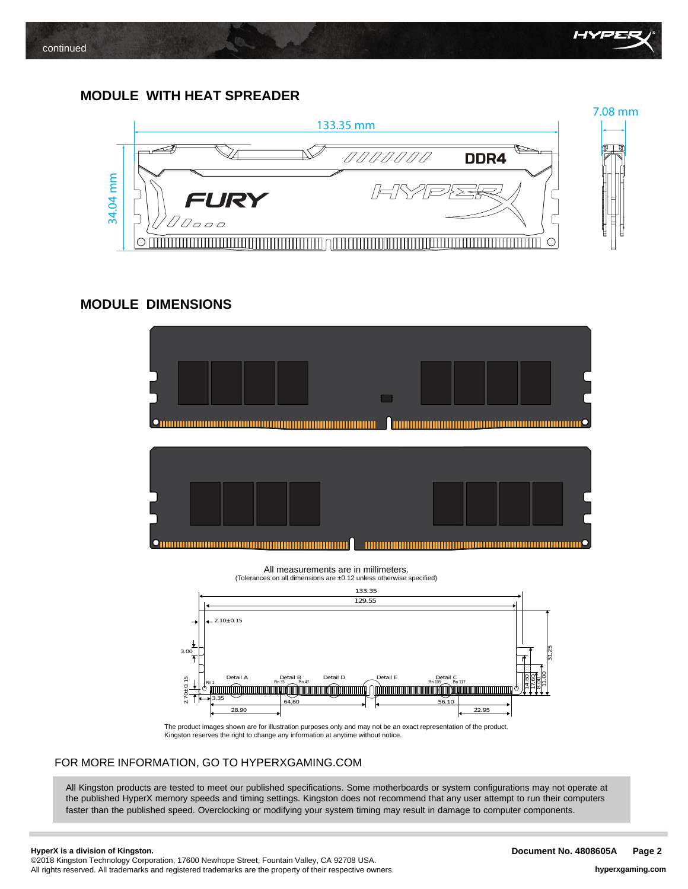continued

## MODULE WITH HEAT SPREADER

133.35 mm

7.08 mm

34.04 mm

## MODULE DIMENSIONS

All measurements are in millimeters.
(Tolerances on all dimensions are ±0.12 unless otherwise specified)

133.35
129.55
2.10±0.15
3.00
2.70±0.15
31.25
14.60
17.60
8.00
11.00
3.35
28.90
64.60
56.10
22.95
Detail A
Detail B
Detail D
Detail E
Detail C
Pin 1
Pin 35
Pin 47
Pin 105
Pin 117

The product images shown are for illustration purposes only and may not be an exact representation of the product.
Kingston reserves the right to change any information at anytime without notice.

FOR MORE INFORMATION, GO TO HYPERXGAMING.COM

All Kingston products are tested to meet our published specifications. Some motherboards or system configurations may not operate at the published HyperX memory speeds and timing settings. Kingston does not recommend that any user attempt to run their computers faster than the published speed. Overclocking or modifying your system timing may result in damage to computer components.

**HyperX is a division of Kingston.**
©2018 Kingston Technology Corporation, 17600 Newhope Street, Fountain Valley, CA 92708 USA.
All rights reserved. All trademarks and registered trademarks are the property of their respective owners.

**Document No. 4808605A**

**hyperxgaming.com**